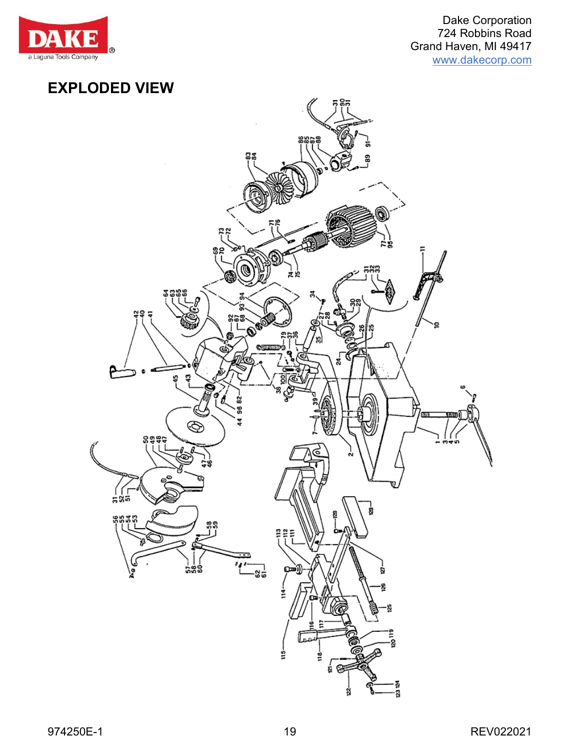Dake Corporation
724 Robbins Road
Grand Haven, MI 49417
www.dakecorp.com

# EXPLODED VIEW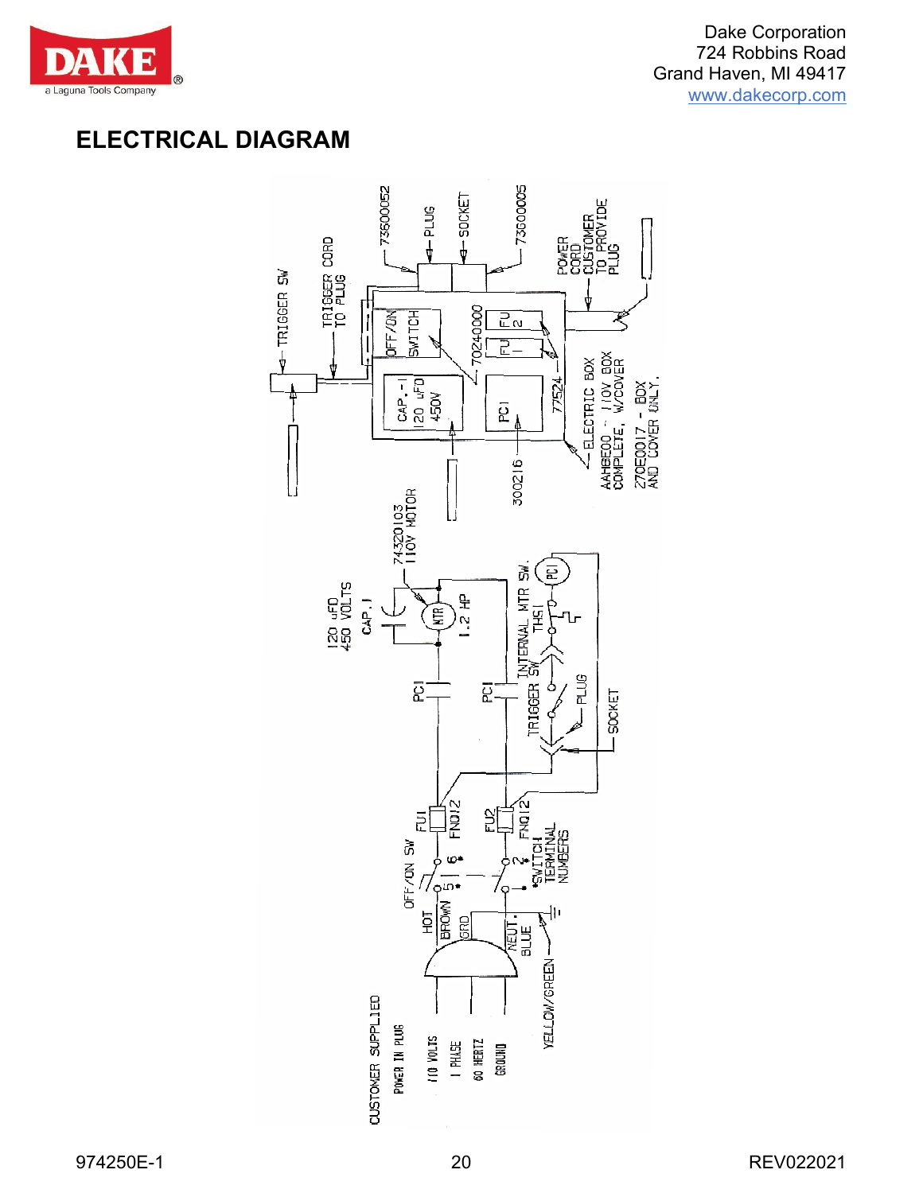Dake Corporation
724 Robbins Road
Grand Haven, MI 49417
www.dakecorp.com

# ELECTRICAL DIAGRAM

TRIGGER SW

TRIGGER CORD TO PLUG

73600052

PLUG

SOCKET

73600005

POWER CORD CUSTOMER TO PROVIDE PLUG

OFF/ON SWITCH

70240000

FU 2

FU 1

CAP.-1 120 uFD 450V

PC1

77524

ELECTRIC BOX

AAHBE00 - 110V BOX COMPLETE, W/COVER

270E0017 - BOX AND COVER ONLY.

300216

74320103 110V MOTOR

120 uFD 450 VOLTS

CAP.1

MTR

1.2 HP

PC1

PC1

INTERNAL MTR SW.

THS1

PC1

TRIGGER SW

PLUG

SOCKET

FU1 FNQ12

FU2 FNQ12

OFF/ON SW

5* 6*

2

*SWITCH TERMINAL NUMBERS

HOT BROWN

GRD

NEUT. BLUE

YELLOW/GREEN

CUSTOMER SUPPLIED POWER IN PLUG

110 VOLTS

1 PHASE

60 HERTZ

GROUND

974250E-1

REV022021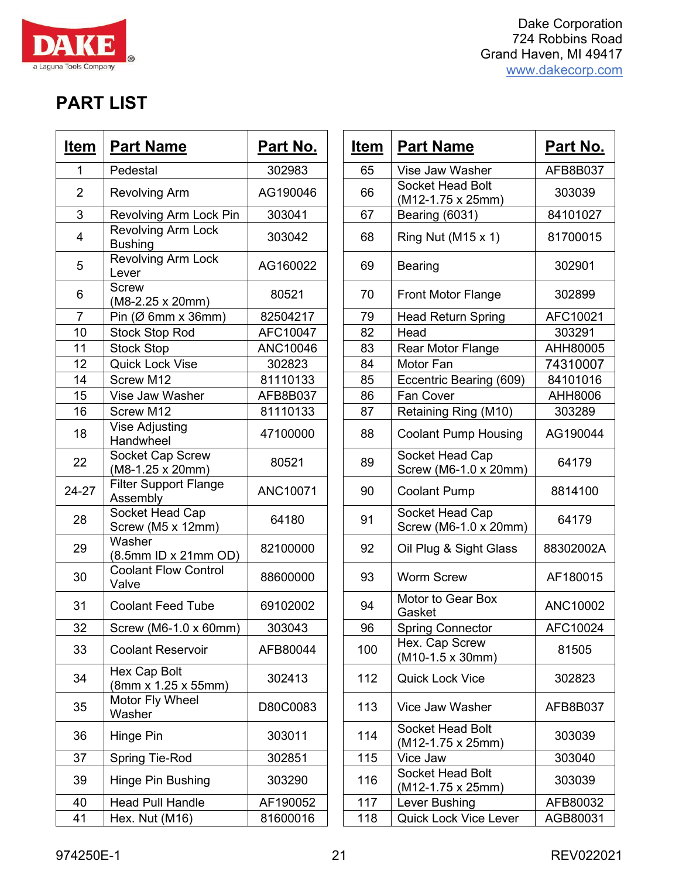Dake Corporation
724 Robbins Road
Grand Haven, MI 49417
www.dakecorp.com

# PART LIST

| Item | Part Name | Part No. |
|---|---|---|
| 1 | Pedestal | 302983 |
| 2 | Revolving Arm | AG190046 |
| 3 | Revolving Arm Lock Pin | 303041 |
| 4 | Revolving Arm Lock Bushing | 303042 |
| 5 | Revolving Arm Lock Lever | AG160022 |
| 6 | Screw (M8-2.25 x 20mm) | 80521 |
| 7 | Pin (Ø 6mm x 36mm) | 82504217 |
| 10 | Stock Stop Rod | AFC10047 |
| 11 | Stock Stop | ANC10046 |
| 12 | Quick Lock Vise | 302823 |
| 14 | Screw M12 | 81110133 |
| 15 | Vise Jaw Washer | AFB8B037 |
| 16 | Screw M12 | 81110133 |
| 18 | Vise Adjusting Handwheel | 47100000 |
| 22 | Socket Cap Screw (M8-1.25 x 20mm) | 80521 |
| 24-27 | Filter Support Flange Assembly | ANC10071 |
| 28 | Socket Head Cap Screw (M5 x 12mm) | 64180 |
| 29 | Washer (8.5mm ID x 21mm OD) | 82100000 |
| 30 | Coolant Flow Control Valve | 88600000 |
| 31 | Coolant Feed Tube | 69102002 |
| 32 | Screw (M6-1.0 x 60mm) | 303043 |
| 33 | Coolant Reservoir | AFB80044 |
| 34 | Hex Cap Bolt (8mm x 1.25 x 55mm) | 302413 |
| 35 | Motor Fly Wheel Washer | D80C0083 |
| 36 | Hinge Pin | 303011 |
| 37 | Spring Tie-Rod | 302851 |
| 39 | Hinge Pin Bushing | 303290 |
| 40 | Head Pull Handle | AF190052 |
| 41 | Hex. Nut (M16) | 81600016 |
| 65 | Vise Jaw Washer | AFB8B037 |
| 66 | Socket Head Bolt (M12-1.75 x 25mm) | 303039 |
| 67 | Bearing (6031) | 84101027 |
| 68 | Ring Nut (M15 x 1) | 81700015 |
| 69 | Bearing | 302901 |
| 70 | Front Motor Flange | 302899 |
| 79 | Head Return Spring | AFC10021 |
| 82 | Head | 303291 |
| 83 | Rear Motor Flange | AHH80005 |
| 84 | Motor Fan | 74310007 |
| 85 | Eccentric Bearing (609) | 84101016 |
| 86 | Fan Cover | AHH8006 |
| 87 | Retaining Ring (M10) | 303289 |
| 88 | Coolant Pump Housing | AG190044 |
| 89 | Socket Head Cap Screw (M6-1.0 x 20mm) | 64179 |
| 90 | Coolant Pump | 8814100 |
| 91 | Socket Head Cap Screw (M6-1.0 x 20mm) | 64179 |
| 92 | Oil Plug & Sight Glass | 88302002A |
| 93 | Worm Screw | AF180015 |
| 94 | Motor to Gear Box Gasket | ANC10002 |
| 96 | Spring Connector | AFC10024 |
| 100 | Hex. Cap Screw (M10-1.5 x 30mm) | 81505 |
| 112 | Quick Lock Vice | 302823 |
| 113 | Vice Jaw Washer | AFB8B037 |
| 114 | Socket Head Bolt (M12-1.75 x 25mm) | 303039 |
| 115 | Vice Jaw | 303040 |
| 116 | Socket Head Bolt (M12-1.75 x 25mm) | 303039 |
| 117 | Lever Bushing | AFB80032 |
| 118 | Quick Lock Vice Lever | AGB80031 |

974250E-1 REV022021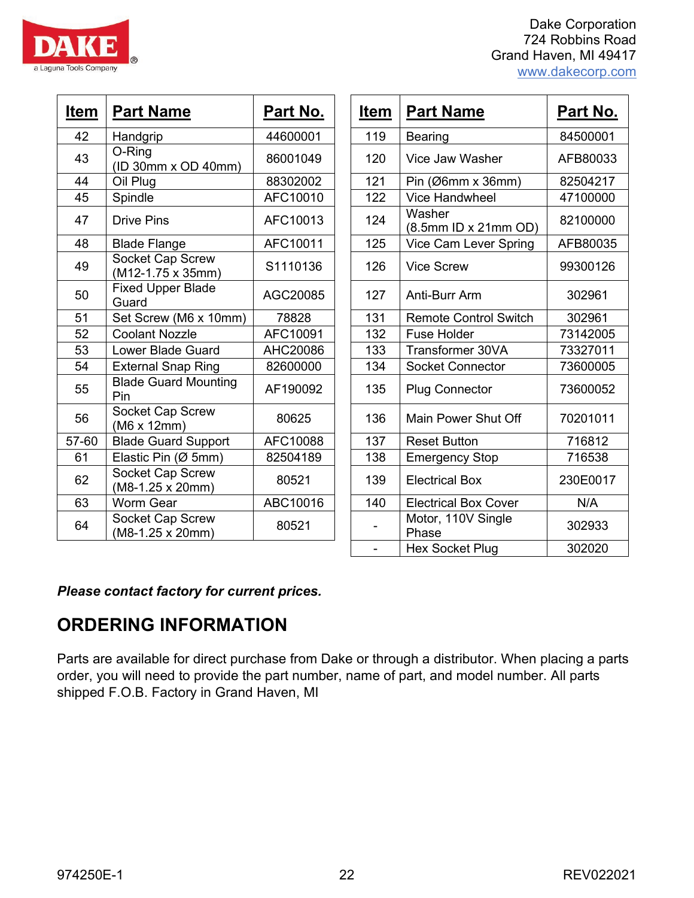| Item | Part Name | Part No. |
|---|---|---|
| 42 | Handgrip | 44600001 |
| 43 | O-Ring (ID 30mm x OD 40mm) | 86001049 |
| 44 | Oil Plug | 88302002 |
| 45 | Spindle | AFC10010 |
| 47 | Drive Pins | AFC10013 |
| 48 | Blade Flange | AFC10011 |
| 49 | Socket Cap Screw (M12-1.75 x 35mm) | S1110136 |
| 50 | Fixed Upper Blade Guard | AGC20085 |
| 51 | Set Screw (M6 x 10mm) | 78828 |
| 52 | Coolant Nozzle | AFC10091 |
| 53 | Lower Blade Guard | AHC20086 |
| 54 | External Snap Ring | 82600000 |
| 55 | Blade Guard Mounting Pin | AF190092 |
| 56 | Socket Cap Screw (M6 x 12mm) | 80625 |
| 57-60 | Blade Guard Support | AFC10088 |
| 61 | Elastic Pin (Ø 5mm) | 82504189 |
| 62 | Socket Cap Screw (M8-1.25 x 20mm) | 80521 |
| 63 | Worm Gear | ABC10016 |
| 64 | Socket Cap Screw (M8-1.25 x 20mm) | 80521 |

| Item | Part Name | Part No. |
|---|---|---|
| 119 | Bearing | 84500001 |
| 120 | Vice Jaw Washer | AFB80033 |
| 121 | Pin (Ø6mm x 36mm) | 82504217 |
| 122 | Vice Handwheel | 47100000 |
| 124 | Washer (8.5mm ID x 21mm OD) | 82100000 |
| 125 | Vice Cam Lever Spring | AFB80035 |
| 126 | Vice Screw | 99300126 |
| 127 | Anti-Burr Arm | 302961 |
| 131 | Remote Control Switch | 302961 |
| 132 | Fuse Holder | 73142005 |
| 133 | Transformer 30VA | 73327011 |
| 134 | Socket Connector | 73600005 |
| 135 | Plug Connector | 73600052 |
| 136 | Main Power Shut Off | 70201011 |
| 137 | Reset Button | 716812 |
| 138 | Emergency Stop | 716538 |
| 139 | Electrical Box | 230E0017 |
| 140 | Electrical Box Cover | N/A |
| - | Motor, 110V Single Phase | 302933 |
| - | Hex Socket Plug | 302020 |

***Please contact factory for current prices.***

## ORDERING INFORMATION

Parts are available for direct purchase from Dake or through a distributor. When placing a parts order, you will need to provide the part number, name of part, and model number. All parts shipped F.O.B. Factory in Grand Haven, MI